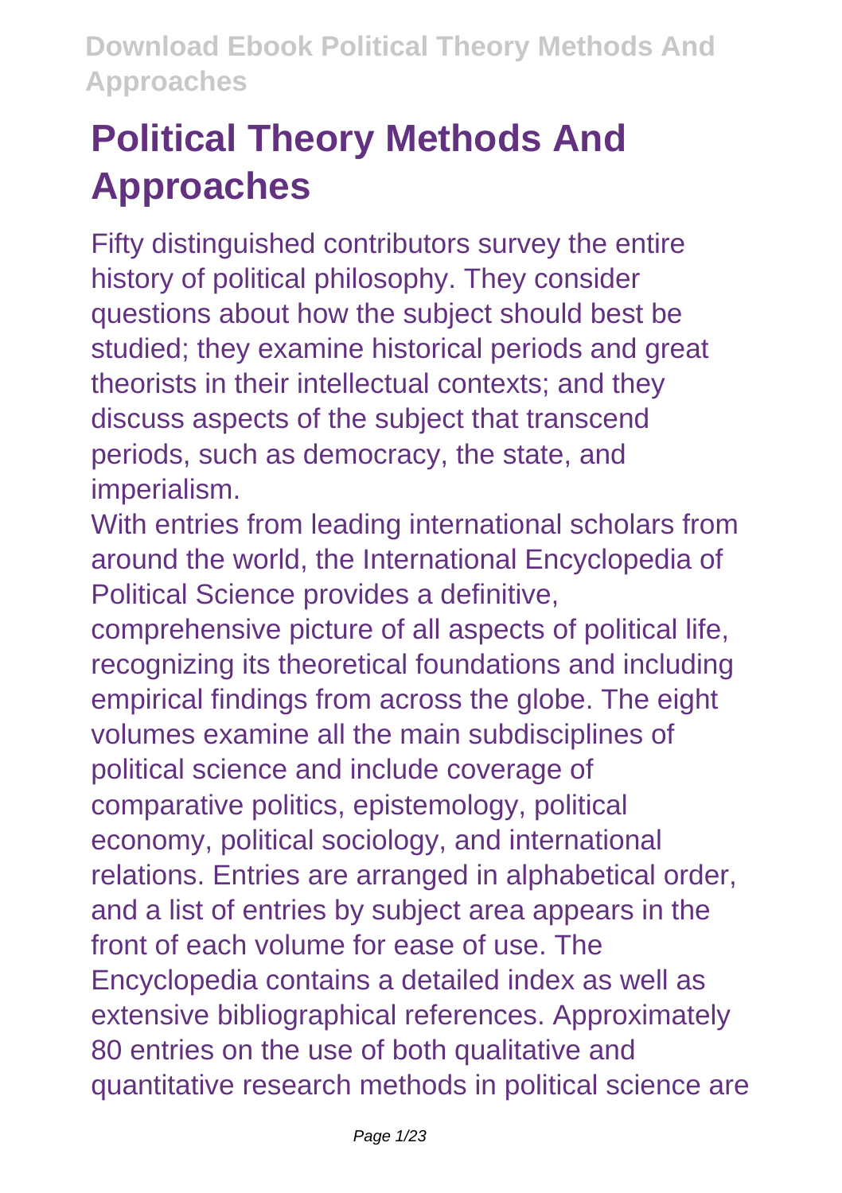# Political Theory Methods And Approaches

Fifty distinguished contributors survey the entire history of political philosophy. They consider questions about how the subject should best be studied; they examine historical periods and great theorists in their intellectual contexts; and they discuss aspects of the subject that transcend periods, such as democracy, the state, and imperialism.

With entries from leading international scholars from around the world, the International Encyclopedia of Political Science provides a definitive, comprehensive picture of all aspects of political life, recognizing its theoretical foundations and including empirical findings from across the globe. The eight volumes examine all the main subdisciplines of political science and include coverage of comparative politics, epistemology, political economy, political sociology, and international relations. Entries are arranged in alphabetical order, and a list of entries by subject area appears in the front of each volume for ease of use. The Encyclopedia contains a detailed index as well as extensive bibliographical references. Approximately 80 entries on the use of both qualitative and quantitative research methods in political science are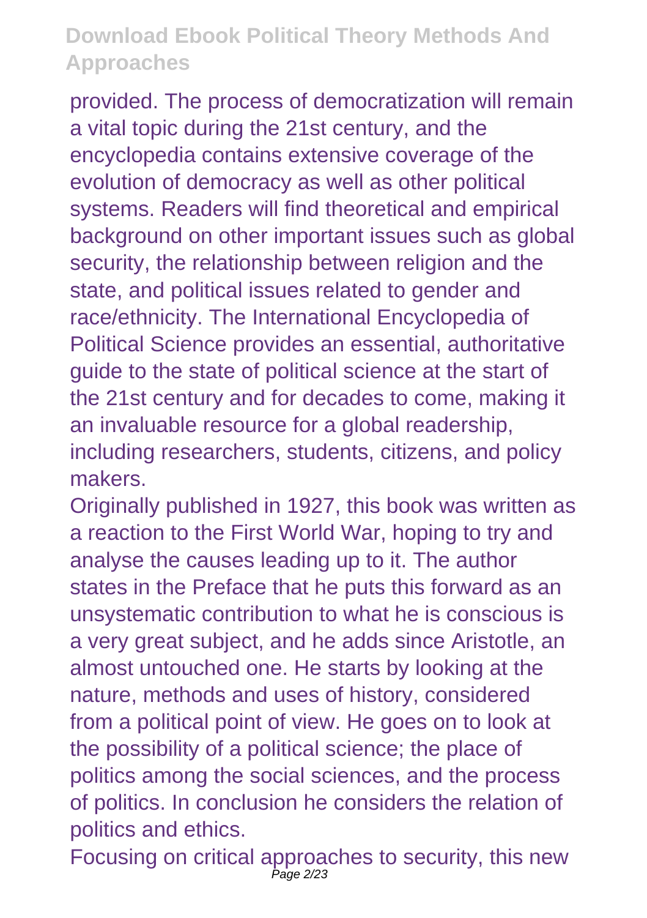provided. The process of democratization will remain a vital topic during the 21st century, and the encyclopedia contains extensive coverage of the evolution of democracy as well as other political systems. Readers will find theoretical and empirical background on other important issues such as global security, the relationship between religion and the state, and political issues related to gender and race/ethnicity. The International Encyclopedia of Political Science provides an essential, authoritative guide to the state of political science at the start of the 21st century and for decades to come, making it an invaluable resource for a global readership, including researchers, students, citizens, and policy makers.

Originally published in 1927, this book was written as a reaction to the First World War, hoping to try and analyse the causes leading up to it. The author states in the Preface that he puts this forward as an unsystematic contribution to what he is conscious is a very great subject, and he adds since Aristotle, an almost untouched one. He starts by looking at the nature, methods and uses of history, considered from a political point of view. He goes on to look at the possibility of a political science; the place of politics among the social sciences, and the process of politics. In conclusion he considers the relation of politics and ethics.

Focusing on critical approaches to security, this new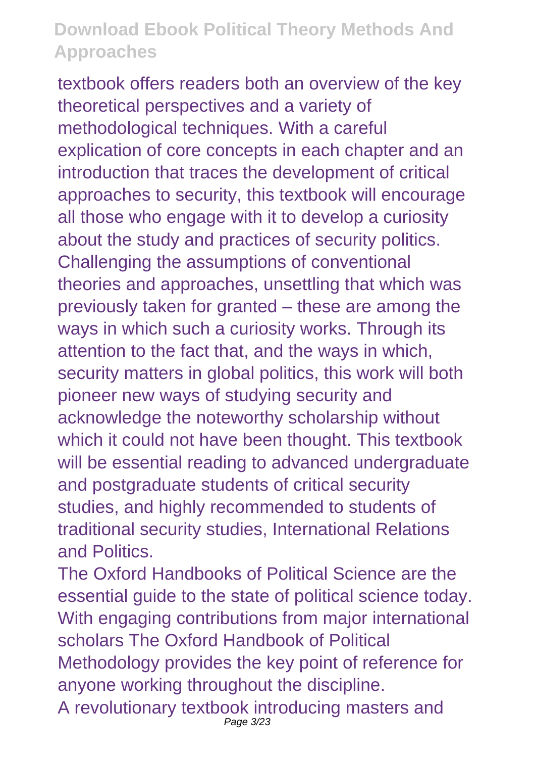textbook offers readers both an overview of the key theoretical perspectives and a variety of methodological techniques. With a careful explication of core concepts in each chapter and an introduction that traces the development of critical approaches to security, this textbook will encourage all those who engage with it to develop a curiosity about the study and practices of security politics. Challenging the assumptions of conventional theories and approaches, unsettling that which was previously taken for granted – these are among the ways in which such a curiosity works. Through its attention to the fact that, and the ways in which, security matters in global politics, this work will both pioneer new ways of studying security and acknowledge the noteworthy scholarship without which it could not have been thought. This textbook will be essential reading to advanced undergraduate and postgraduate students of critical security studies, and highly recommended to students of traditional security studies, International Relations and Politics.

The Oxford Handbooks of Political Science are the essential guide to the state of political science today. With engaging contributions from major international scholars The Oxford Handbook of Political Methodology provides the key point of reference for anyone working throughout the discipline.

A revolutionary textbook introducing masters and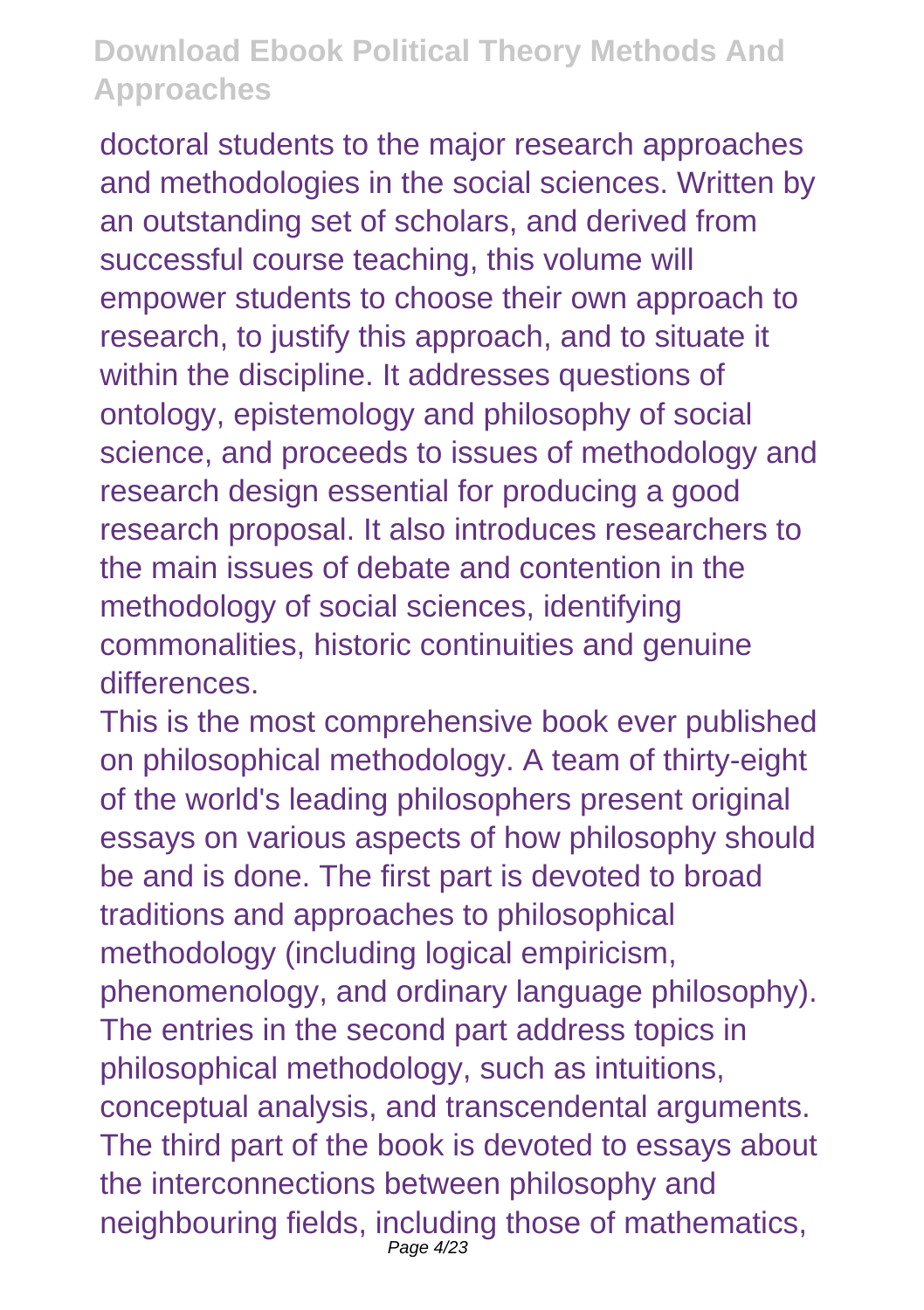doctoral students to the major research approaches and methodologies in the social sciences. Written by an outstanding set of scholars, and derived from successful course teaching, this volume will empower students to choose their own approach to research, to justify this approach, and to situate it within the discipline. It addresses questions of ontology, epistemology and philosophy of social science, and proceeds to issues of methodology and research design essential for producing a good research proposal. It also introduces researchers to the main issues of debate and contention in the methodology of social sciences, identifying commonalities, historic continuities and genuine differences.

This is the most comprehensive book ever published on philosophical methodology. A team of thirty-eight of the world's leading philosophers present original essays on various aspects of how philosophy should be and is done. The first part is devoted to broad traditions and approaches to philosophical methodology (including logical empiricism, phenomenology, and ordinary language philosophy). The entries in the second part address topics in philosophical methodology, such as intuitions, conceptual analysis, and transcendental arguments. The third part of the book is devoted to essays about the interconnections between philosophy and neighbouring fields, including those of mathematics,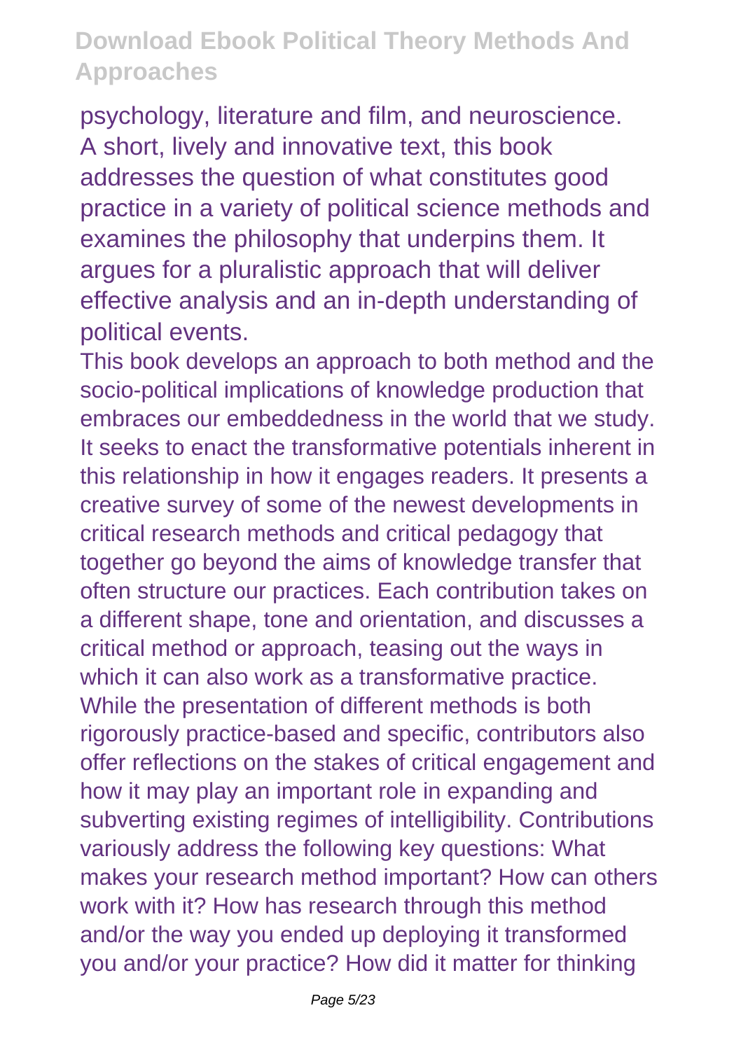psychology, literature and film, and neuroscience.

A short, lively and innovative text, this book addresses the question of what constitutes good practice in a variety of political science methods and examines the philosophy that underpins them. It argues for a pluralistic approach that will deliver effective analysis and an in-depth understanding of political events.

This book develops an approach to both method and the socio-political implications of knowledge production that embraces our embeddedness in the world that we study. It seeks to enact the transformative potentials inherent in this relationship in how it engages readers. It presents a creative survey of some of the newest developments in critical research methods and critical pedagogy that together go beyond the aims of knowledge transfer that often structure our practices. Each contribution takes on a different shape, tone and orientation, and discusses a critical method or approach, teasing out the ways in which it can also work as a transformative practice. While the presentation of different methods is both rigorously practice-based and specific, contributors also offer reflections on the stakes of critical engagement and how it may play an important role in expanding and subverting existing regimes of intelligibility. Contributions variously address the following key questions: What makes your research method important? How can others work with it? How has research through this method and/or the way you ended up deploying it transformed you and/or your practice? How did it matter for thinking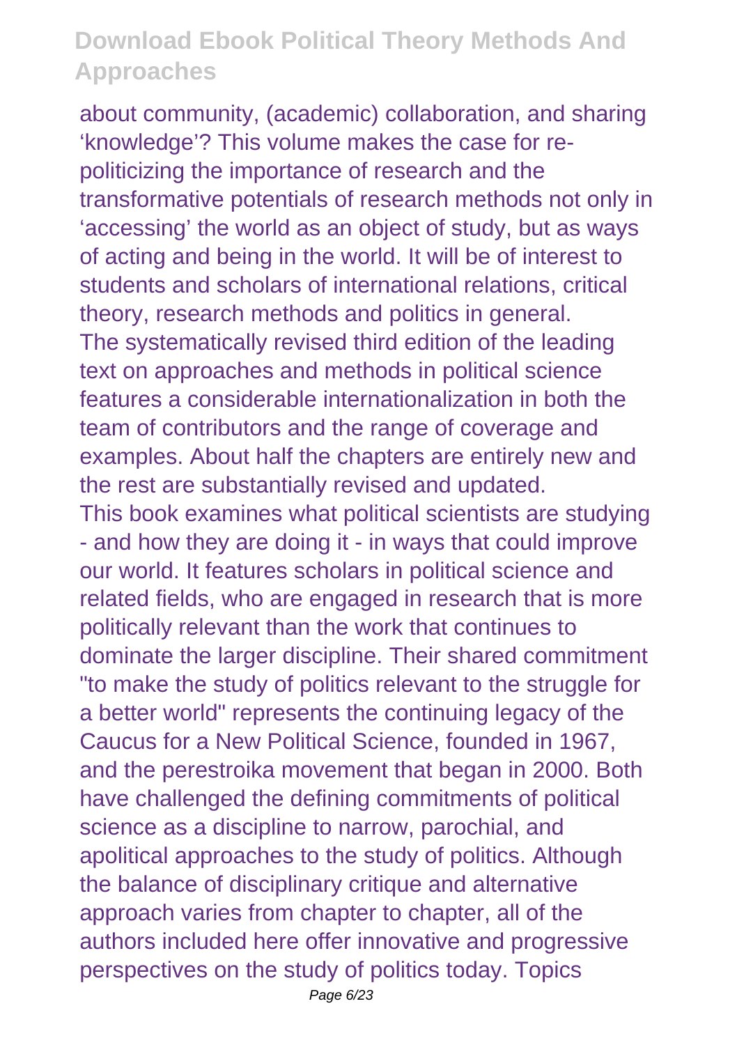about community, (academic) collaboration, and sharing ‘knowledge’? This volume makes the case for re-politicizing the importance of research and the transformative potentials of research methods not only in ‘accessing’ the world as an object of study, but as ways of acting and being in the world. It will be of interest to students and scholars of international relations, critical theory, research methods and politics in general.

The systematically revised third edition of the leading text on approaches and methods in political science features a considerable internationalization in both the team of contributors and the range of coverage and examples. About half the chapters are entirely new and the rest are substantially revised and updated.

This book examines what political scientists are studying - and how they are doing it - in ways that could improve our world. It features scholars in political science and related fields, who are engaged in research that is more politically relevant than the work that continues to dominate the larger discipline. Their shared commitment "to make the study of politics relevant to the struggle for a better world" represents the continuing legacy of the Caucus for a New Political Science, founded in 1967, and the perestroika movement that began in 2000. Both have challenged the defining commitments of political science as a discipline to narrow, parochial, and apolitical approaches to the study of politics. Although the balance of disciplinary critique and alternative approach varies from chapter to chapter, all of the authors included here offer innovative and progressive perspectives on the study of politics today. Topics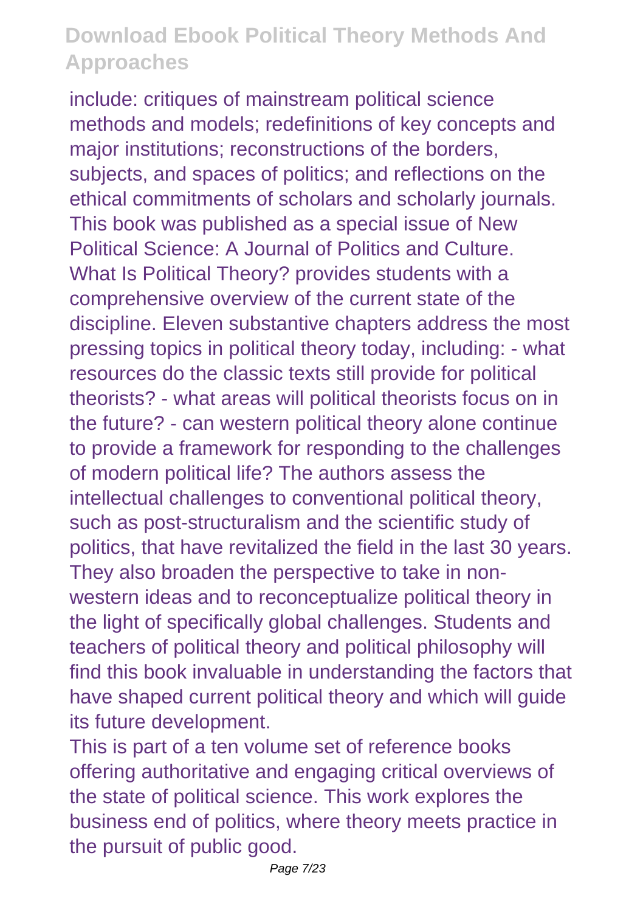include: critiques of mainstream political science methods and models; redefinitions of key concepts and major institutions; reconstructions of the borders, subjects, and spaces of politics; and reflections on the ethical commitments of scholars and scholarly journals. This book was published as a special issue of New Political Science: A Journal of Politics and Culture.

What Is Political Theory? provides students with a comprehensive overview of the current state of the discipline. Eleven substantive chapters address the most pressing topics in political theory today, including: - what resources do the classic texts still provide for political theorists? - what areas will political theorists focus on in the future? - can western political theory alone continue to provide a framework for responding to the challenges of modern political life? The authors assess the intellectual challenges to conventional political theory, such as post-structuralism and the scientific study of politics, that have revitalized the field in the last 30 years. They also broaden the perspective to take in non-western ideas and to reconceptualize political theory in the light of specifically global challenges. Students and teachers of political theory and political philosophy will find this book invaluable in understanding the factors that have shaped current political theory and which will guide its future development.

This is part of a ten volume set of reference books offering authoritative and engaging critical overviews of the state of political science. This work explores the business end of politics, where theory meets practice in the pursuit of public good.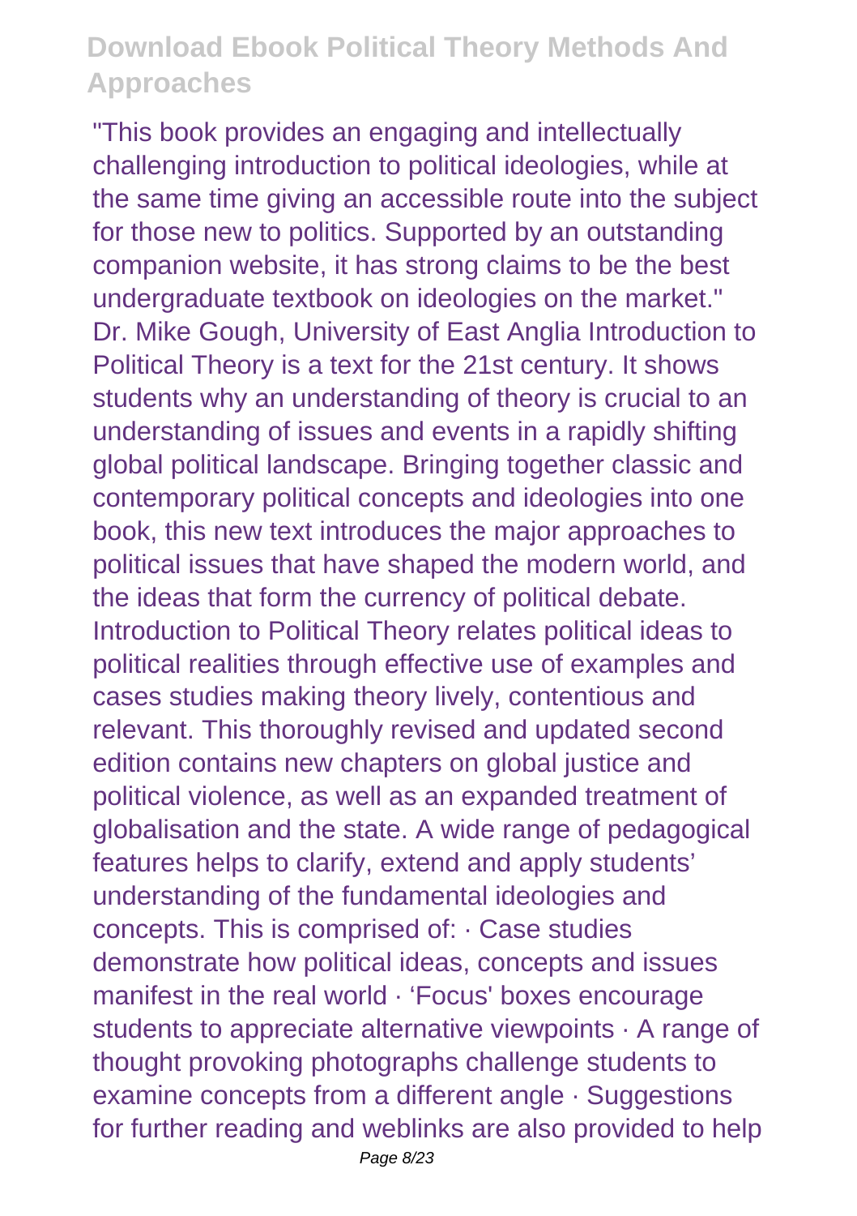"This book provides an engaging and intellectually challenging introduction to political ideologies, while at the same time giving an accessible route into the subject for those new to politics. Supported by an outstanding companion website, it has strong claims to be the best undergraduate textbook on ideologies on the market." Dr. Mike Gough, University of East Anglia Introduction to Political Theory is a text for the 21st century. It shows students why an understanding of theory is crucial to an understanding of issues and events in a rapidly shifting global political landscape. Bringing together classic and contemporary political concepts and ideologies into one book, this new text introduces the major approaches to political issues that have shaped the modern world, and the ideas that form the currency of political debate. Introduction to Political Theory relates political ideas to political realities through effective use of examples and cases studies making theory lively, contentious and relevant. This thoroughly revised and updated second edition contains new chapters on global justice and political violence, as well as an expanded treatment of globalisation and the state. A wide range of pedagogical features helps to clarify, extend and apply students' understanding of the fundamental ideologies and concepts. This is comprised of: · Case studies demonstrate how political ideas, concepts and issues manifest in the real world · 'Focus' boxes encourage students to appreciate alternative viewpoints · A range of thought provoking photographs challenge students to examine concepts from a different angle · Suggestions for further reading and weblinks are also provided to help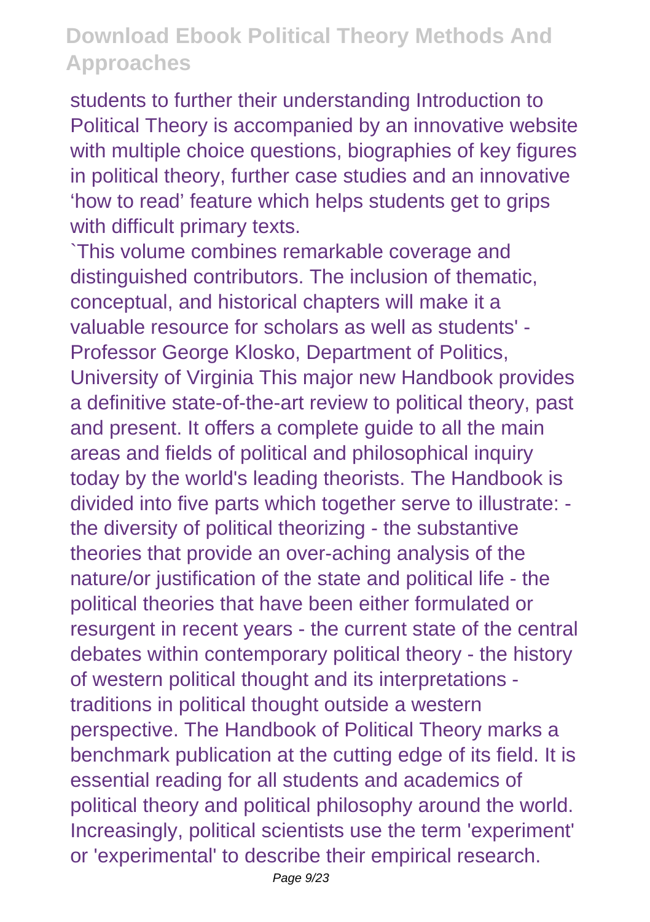students to further their understanding Introduction to Political Theory is accompanied by an innovative website with multiple choice questions, biographies of key figures in political theory, further case studies and an innovative 'how to read' feature which helps students get to grips with difficult primary texts.

`This volume combines remarkable coverage and distinguished contributors. The inclusion of thematic, conceptual, and historical chapters will make it a valuable resource for scholars as well as students' - Professor George Klosko, Department of Politics, University of Virginia This major new Handbook provides a definitive state-of-the-art review to political theory, past and present. It offers a complete guide to all the main areas and fields of political and philosophical inquiry today by the world's leading theorists. The Handbook is divided into five parts which together serve to illustrate: - the diversity of political theorizing - the substantive theories that provide an over-aching analysis of the nature/or justification of the state and political life - the political theories that have been either formulated or resurgent in recent years - the current state of the central debates within contemporary political theory - the history of western political thought and its interpretations - traditions in political thought outside a western perspective. The Handbook of Political Theory marks a benchmark publication at the cutting edge of its field. It is essential reading for all students and academics of political theory and political philosophy around the world. Increasingly, political scientists use the term 'experiment' or 'experimental' to describe their empirical research.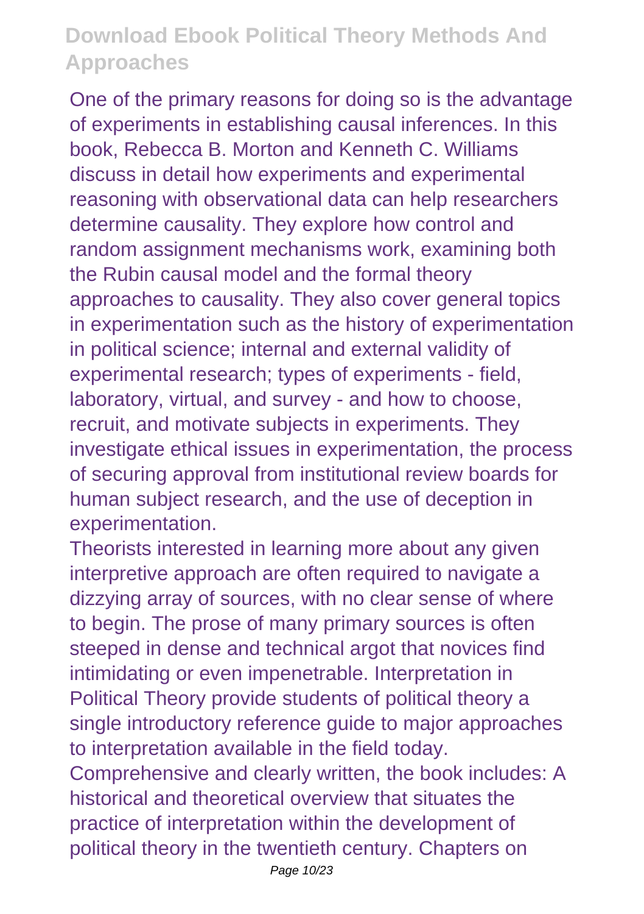One of the primary reasons for doing so is the advantage of experiments in establishing causal inferences. In this book, Rebecca B. Morton and Kenneth C. Williams discuss in detail how experiments and experimental reasoning with observational data can help researchers determine causality. They explore how control and random assignment mechanisms work, examining both the Rubin causal model and the formal theory approaches to causality. They also cover general topics in experimentation such as the history of experimentation in political science; internal and external validity of experimental research; types of experiments - field, laboratory, virtual, and survey - and how to choose, recruit, and motivate subjects in experiments. They investigate ethical issues in experimentation, the process of securing approval from institutional review boards for human subject research, and the use of deception in experimentation.

Theorists interested in learning more about any given interpretive approach are often required to navigate a dizzying array of sources, with no clear sense of where to begin. The prose of many primary sources is often steeped in dense and technical argot that novices find intimidating or even impenetrable. Interpretation in Political Theory provide students of political theory a single introductory reference guide to major approaches to interpretation available in the field today. Comprehensive and clearly written, the book includes: A historical and theoretical overview that situates the practice of interpretation within the development of political theory in the twentieth century. Chapters on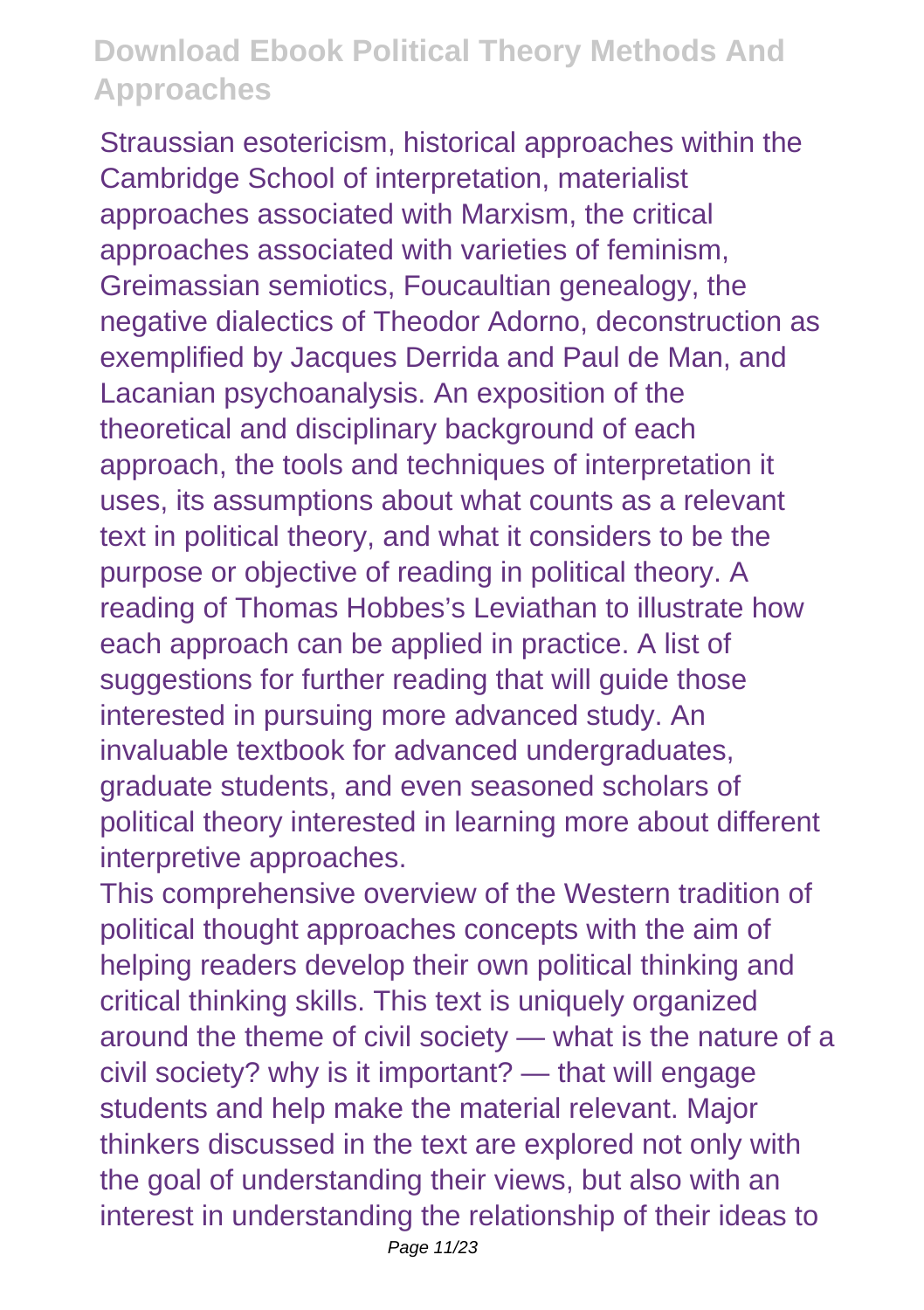Straussian esotericism, historical approaches within the Cambridge School of interpretation, materialist approaches associated with Marxism, the critical approaches associated with varieties of feminism, Greimassian semiotics, Foucaultian genealogy, the negative dialectics of Theodor Adorno, deconstruction as exemplified by Jacques Derrida and Paul de Man, and Lacanian psychoanalysis. An exposition of the theoretical and disciplinary background of each approach, the tools and techniques of interpretation it uses, its assumptions about what counts as a relevant text in political theory, and what it considers to be the purpose or objective of reading in political theory. A reading of Thomas Hobbes's Leviathan to illustrate how each approach can be applied in practice. A list of suggestions for further reading that will guide those interested in pursuing more advanced study. An invaluable textbook for advanced undergraduates, graduate students, and even seasoned scholars of political theory interested in learning more about different interpretive approaches.

This comprehensive overview of the Western tradition of political thought approaches concepts with the aim of helping readers develop their own political thinking and critical thinking skills. This text is uniquely organized around the theme of civil society — what is the nature of a civil society? why is it important? — that will engage students and help make the material relevant. Major thinkers discussed in the text are explored not only with the goal of understanding their views, but also with an interest in understanding the relationship of their ideas to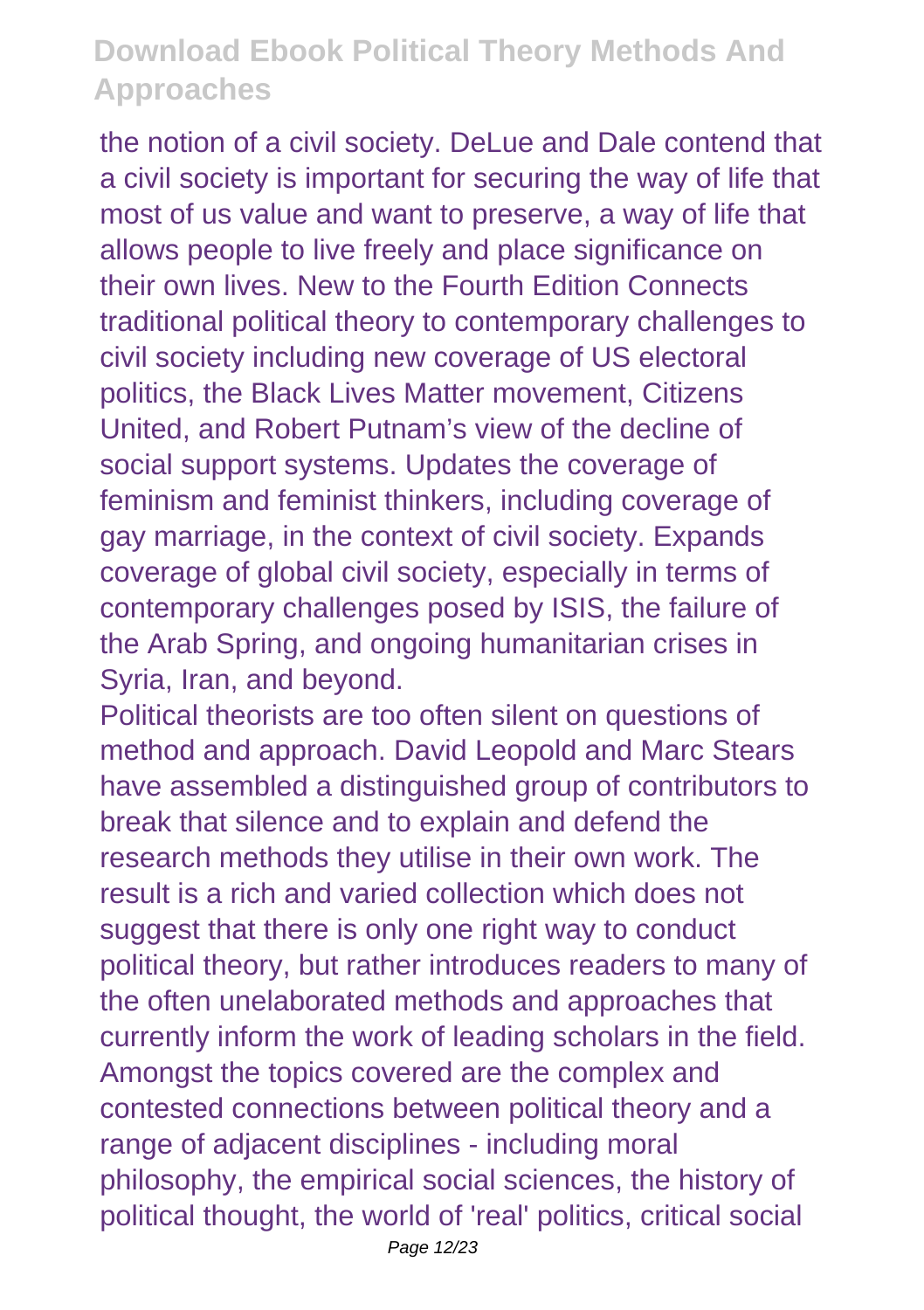the notion of a civil society. DeLue and Dale contend that a civil society is important for securing the way of life that most of us value and want to preserve, a way of life that allows people to live freely and place significance on their own lives. New to the Fourth Edition Connects traditional political theory to contemporary challenges to civil society including new coverage of US electoral politics, the Black Lives Matter movement, Citizens United, and Robert Putnam's view of the decline of social support systems. Updates the coverage of feminism and feminist thinkers, including coverage of gay marriage, in the context of civil society. Expands coverage of global civil society, especially in terms of contemporary challenges posed by ISIS, the failure of the Arab Spring, and ongoing humanitarian crises in Syria, Iran, and beyond.

Political theorists are too often silent on questions of method and approach. David Leopold and Marc Stears have assembled a distinguished group of contributors to break that silence and to explain and defend the research methods they utilise in their own work. The result is a rich and varied collection which does not suggest that there is only one right way to conduct political theory, but rather introduces readers to many of the often unelaborated methods and approaches that currently inform the work of leading scholars in the field. Amongst the topics covered are the complex and contested connections between political theory and a range of adjacent disciplines - including moral philosophy, the empirical social sciences, the history of political thought, the world of 'real' politics, critical social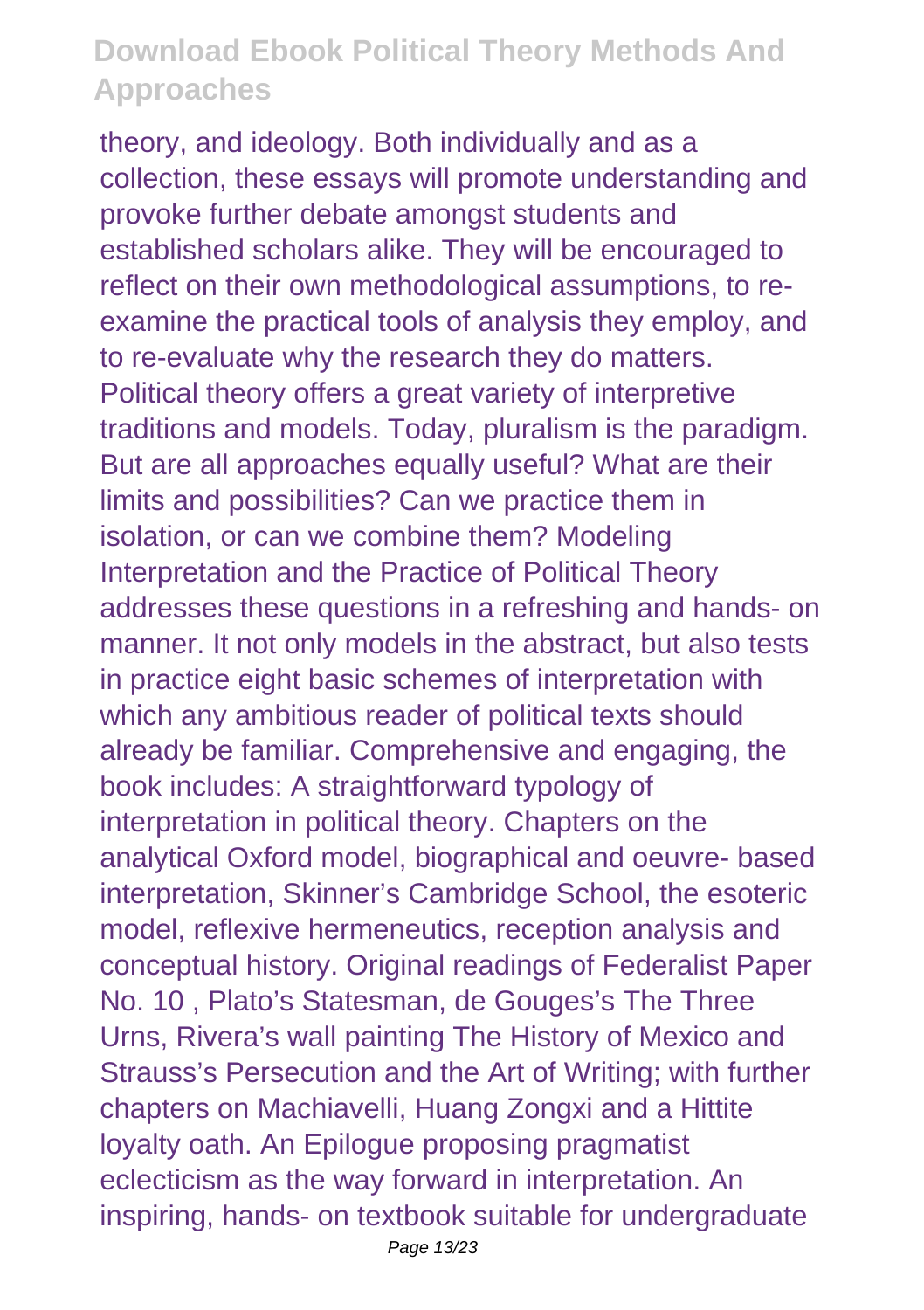theory, and ideology. Both individually and as a collection, these essays will promote understanding and provoke further debate amongst students and established scholars alike. They will be encouraged to reflect on their own methodological assumptions, to re-examine the practical tools of analysis they employ, and to re-evaluate why the research they do matters. Political theory offers a great variety of interpretive traditions and models. Today, pluralism is the paradigm. But are all approaches equally useful? What are their limits and possibilities? Can we practice them in isolation, or can we combine them? Modeling Interpretation and the Practice of Political Theory addresses these questions in a refreshing and hands- on manner. It not only models in the abstract, but also tests in practice eight basic schemes of interpretation with which any ambitious reader of political texts should already be familiar. Comprehensive and engaging, the book includes: A straightforward typology of interpretation in political theory. Chapters on the analytical Oxford model, biographical and oeuvre- based interpretation, Skinner's Cambridge School, the esoteric model, reflexive hermeneutics, reception analysis and conceptual history. Original readings of Federalist Paper No. 10 , Plato's Statesman, de Gouges's The Three Urns, Rivera's wall painting The History of Mexico and Strauss's Persecution and the Art of Writing; with further chapters on Machiavelli, Huang Zongxi and a Hittite loyalty oath. An Epilogue proposing pragmatist eclecticism as the way forward in interpretation. An inspiring, hands- on textbook suitable for undergraduate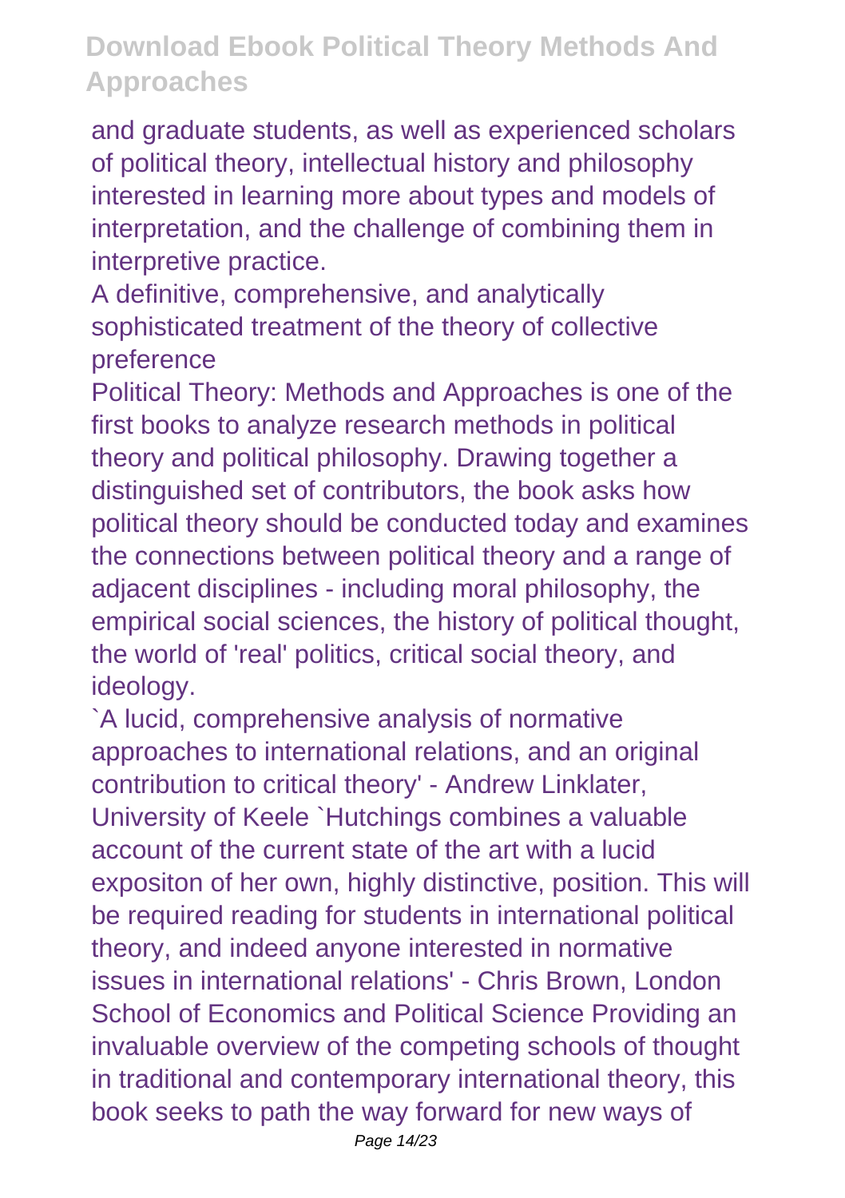and graduate students, as well as experienced scholars of political theory, intellectual history and philosophy interested in learning more about types and models of interpretation, and the challenge of combining them in interpretive practice.

A definitive, comprehensive, and analytically sophisticated treatment of the theory of collective preference

Political Theory: Methods and Approaches is one of the first books to analyze research methods in political theory and political philosophy. Drawing together a distinguished set of contributors, the book asks how political theory should be conducted today and examines the connections between political theory and a range of adjacent disciplines - including moral philosophy, the empirical social sciences, the history of political thought, the world of 'real' politics, critical social theory, and ideology.

`A lucid, comprehensive analysis of normative approaches to international relations, and an original contribution to critical theory' - Andrew Linklater, University of Keele `Hutchings combines a valuable account of the current state of the art with a lucid expositon of her own, highly distinctive, position. This will be required reading for students in international political theory, and indeed anyone interested in normative issues in international relations' - Chris Brown, London School of Economics and Political Science Providing an invaluable overview of the competing schools of thought in traditional and contemporary international theory, this book seeks to path the way forward for new ways of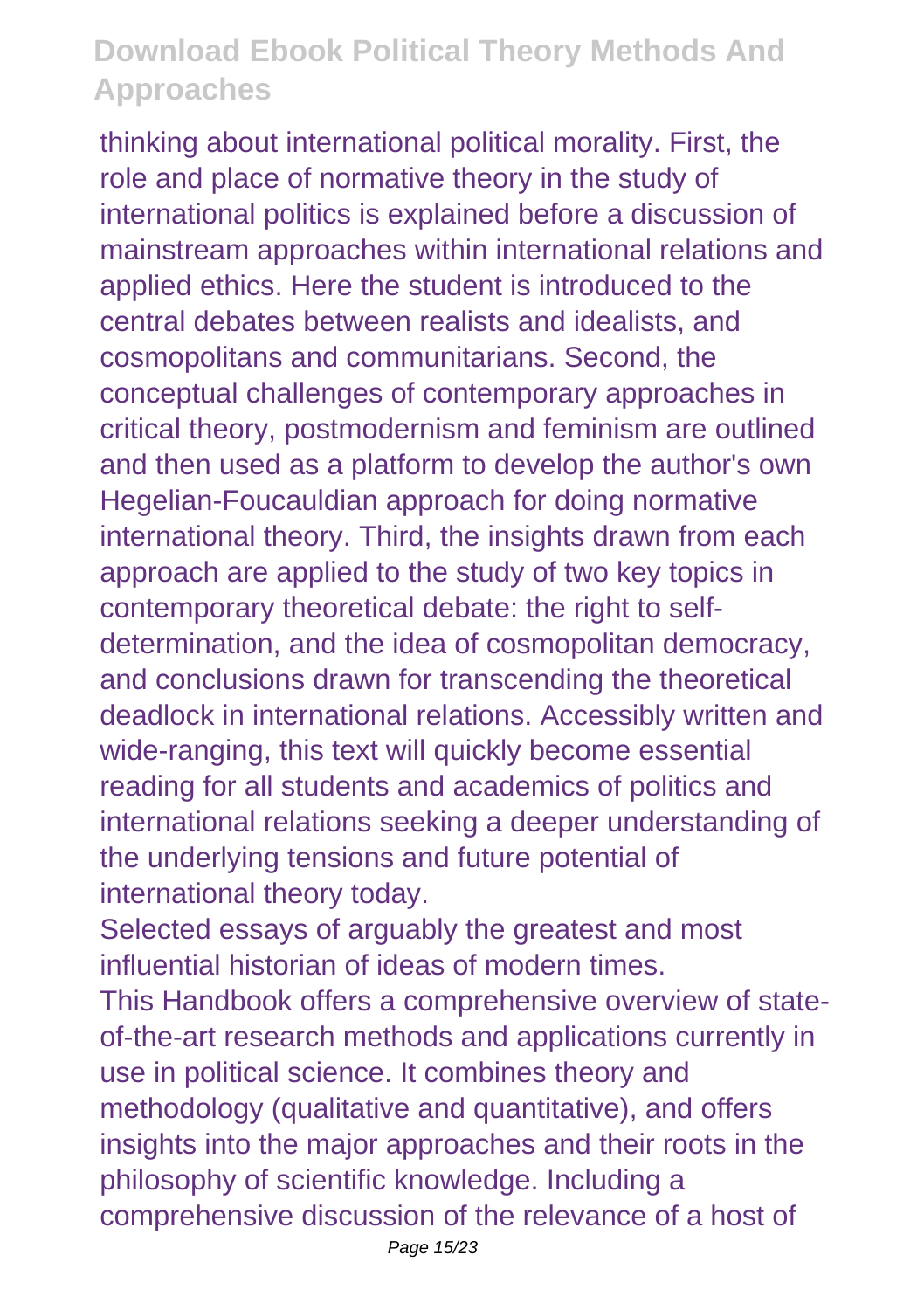thinking about international political morality. First, the role and place of normative theory in the study of international politics is explained before a discussion of mainstream approaches within international relations and applied ethics. Here the student is introduced to the central debates between realists and idealists, and cosmopolitans and communitarians. Second, the conceptual challenges of contemporary approaches in critical theory, postmodernism and feminism are outlined and then used as a platform to develop the author's own Hegelian-Foucauldian approach for doing normative international theory. Third, the insights drawn from each approach are applied to the study of two key topics in contemporary theoretical debate: the right to self-determination, and the idea of cosmopolitan democracy, and conclusions drawn for transcending the theoretical deadlock in international relations. Accessibly written and wide-ranging, this text will quickly become essential reading for all students and academics of politics and international relations seeking a deeper understanding of the underlying tensions and future potential of international theory today.

Selected essays of arguably the greatest and most influential historian of ideas of modern times.

This Handbook offers a comprehensive overview of state-of-the-art research methods and applications currently in use in political science. It combines theory and methodology (qualitative and quantitative), and offers insights into the major approaches and their roots in the philosophy of scientific knowledge. Including a comprehensive discussion of the relevance of a host of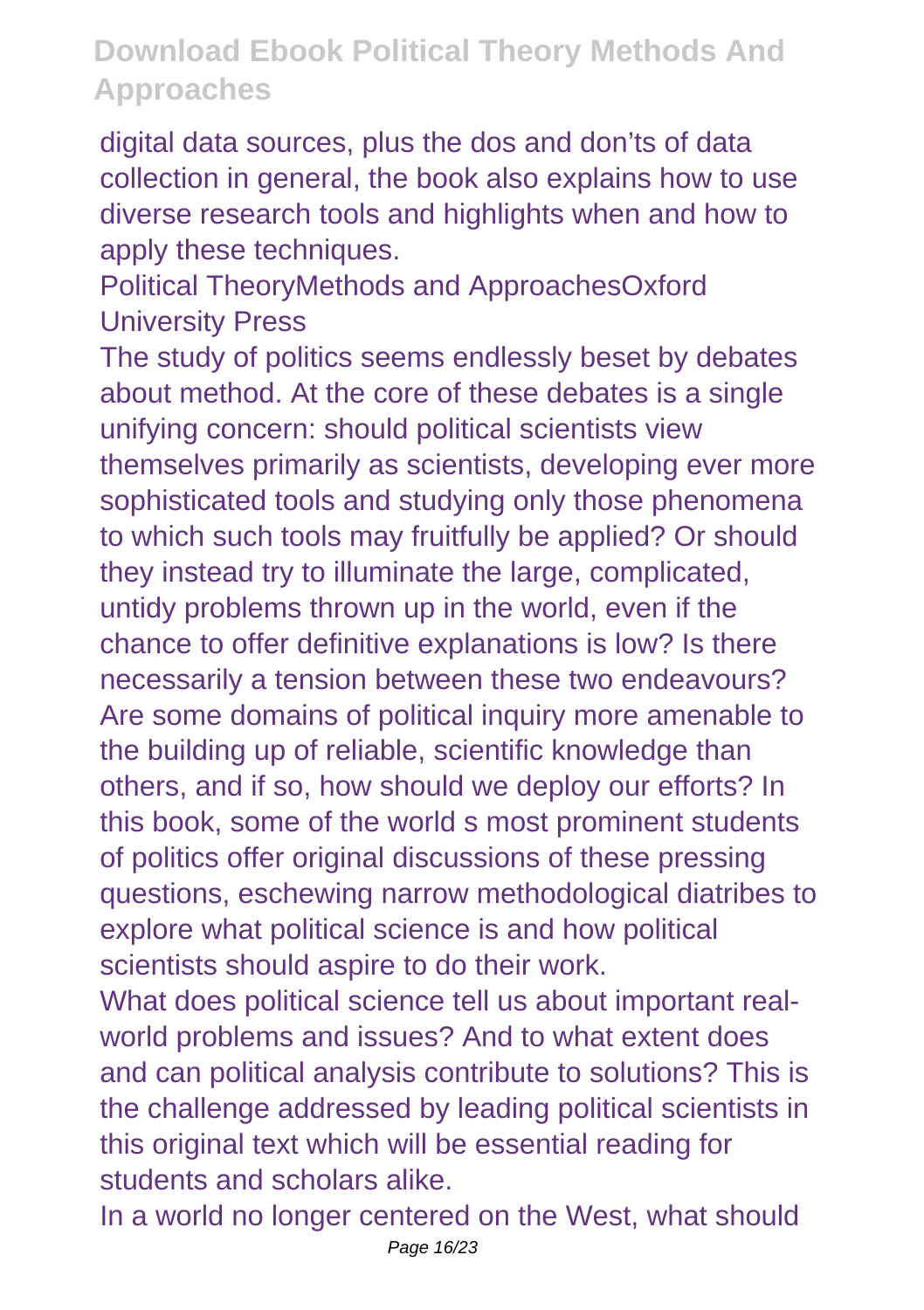digital data sources, plus the dos and don’ts of data collection in general, the book also explains how to use diverse research tools and highlights when and how to apply these techniques.

Political TheoryMethods and ApproachesOxford University Press

The study of politics seems endlessly beset by debates about method. At the core of these debates is a single unifying concern: should political scientists view themselves primarily as scientists, developing ever more sophisticated tools and studying only those phenomena to which such tools may fruitfully be applied? Or should they instead try to illuminate the large, complicated, untidy problems thrown up in the world, even if the chance to offer definitive explanations is low? Is there necessarily a tension between these two endeavours? Are some domains of political inquiry more amenable to the building up of reliable, scientific knowledge than others, and if so, how should we deploy our efforts? In this book, some of the world s most prominent students of politics offer original discussions of these pressing questions, eschewing narrow methodological diatribes to explore what political science is and how political scientists should aspire to do their work.

What does political science tell us about important real-world problems and issues? And to what extent does and can political analysis contribute to solutions? This is the challenge addressed by leading political scientists in this original text which will be essential reading for students and scholars alike.

In a world no longer centered on the West, what should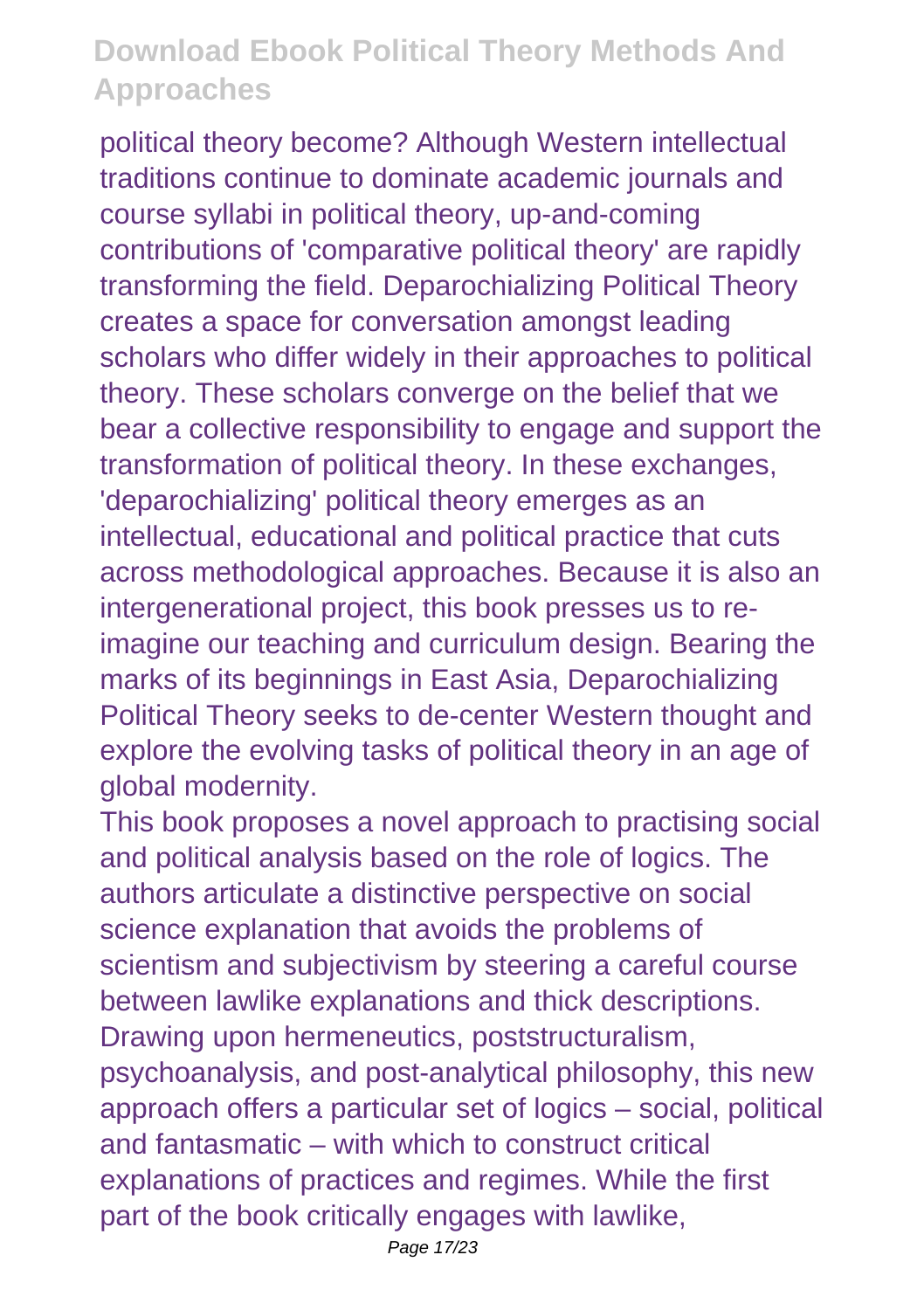political theory become? Although Western intellectual traditions continue to dominate academic journals and course syllabi in political theory, up-and-coming contributions of 'comparative political theory' are rapidly transforming the field. Deparochializing Political Theory creates a space for conversation amongst leading scholars who differ widely in their approaches to political theory. These scholars converge on the belief that we bear a collective responsibility to engage and support the transformation of political theory. In these exchanges, 'deparochializing' political theory emerges as an intellectual, educational and political practice that cuts across methodological approaches. Because it is also an intergenerational project, this book presses us to re-imagine our teaching and curriculum design. Bearing the marks of its beginnings in East Asia, Deparochializing Political Theory seeks to de-center Western thought and explore the evolving tasks of political theory in an age of global modernity.

This book proposes a novel approach to practising social and political analysis based on the role of logics. The authors articulate a distinctive perspective on social science explanation that avoids the problems of scientism and subjectivism by steering a careful course between lawlike explanations and thick descriptions. Drawing upon hermeneutics, poststructuralism, psychoanalysis, and post-analytical philosophy, this new approach offers a particular set of logics – social, political and fantasmatic – with which to construct critical explanations of practices and regimes. While the first part of the book critically engages with lawlike,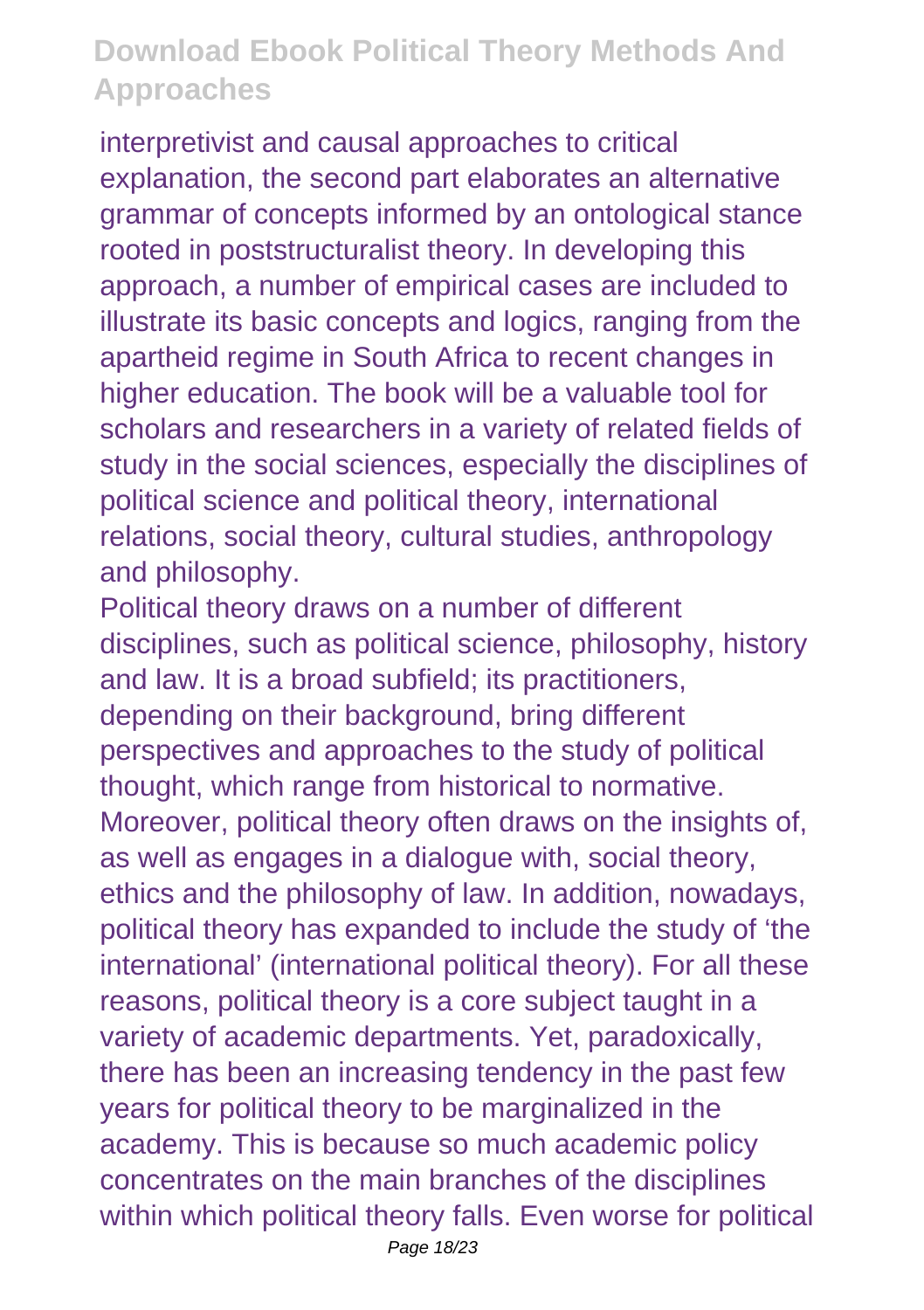interpretivist and causal approaches to critical explanation, the second part elaborates an alternative grammar of concepts informed by an ontological stance rooted in poststructuralist theory. In developing this approach, a number of empirical cases are included to illustrate its basic concepts and logics, ranging from the apartheid regime in South Africa to recent changes in higher education. The book will be a valuable tool for scholars and researchers in a variety of related fields of study in the social sciences, especially the disciplines of political science and political theory, international relations, social theory, cultural studies, anthropology and philosophy.

Political theory draws on a number of different disciplines, such as political science, philosophy, history and law. It is a broad subfield; its practitioners, depending on their background, bring different perspectives and approaches to the study of political thought, which range from historical to normative. Moreover, political theory often draws on the insights of, as well as engages in a dialogue with, social theory, ethics and the philosophy of law. In addition, nowadays, political theory has expanded to include the study of 'the international' (international political theory). For all these reasons, political theory is a core subject taught in a variety of academic departments. Yet, paradoxically, there has been an increasing tendency in the past few years for political theory to be marginalized in the academy. This is because so much academic policy concentrates on the main branches of the disciplines within which political theory falls. Even worse for political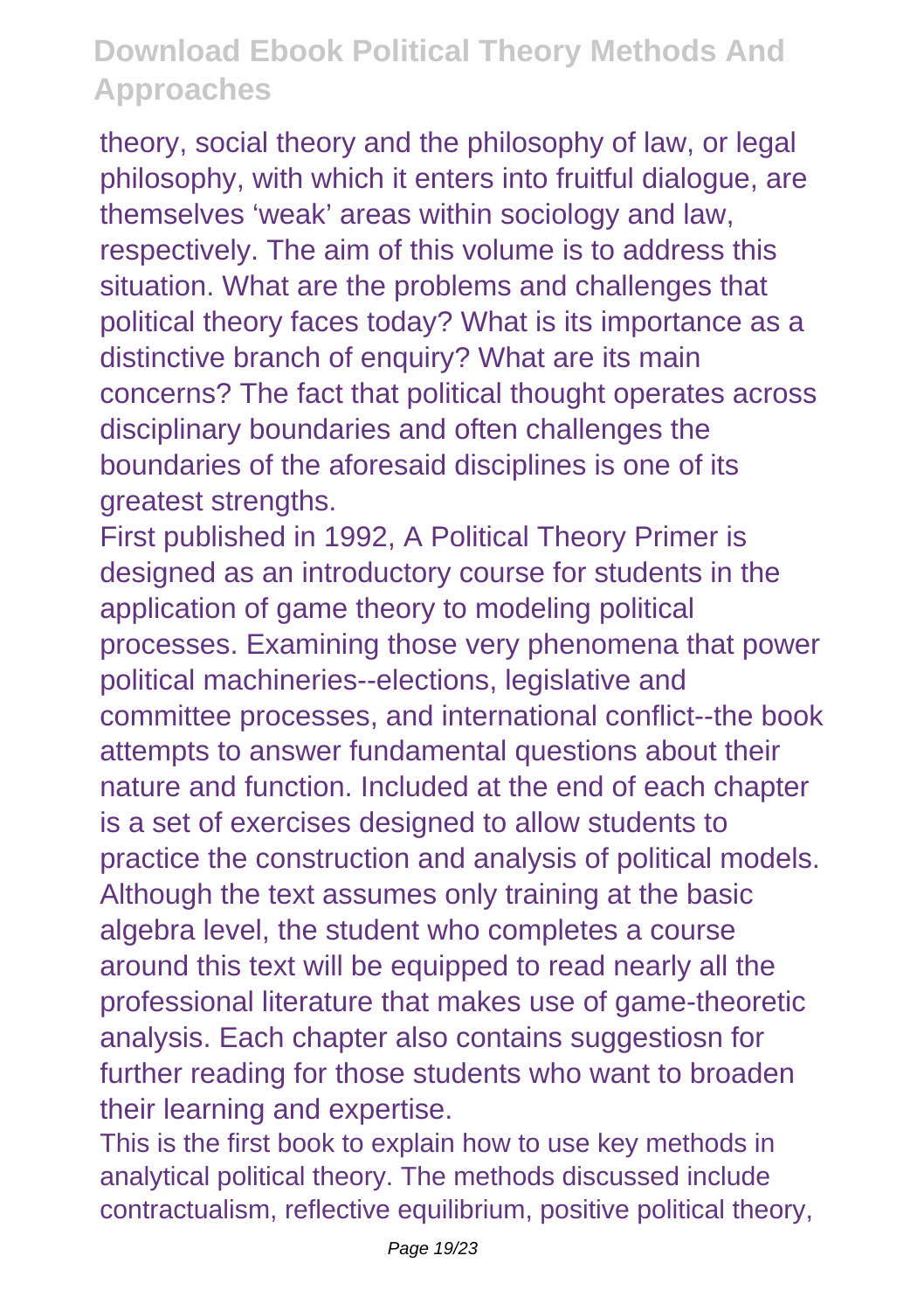theory, social theory and the philosophy of law, or legal philosophy, with which it enters into fruitful dialogue, are themselves 'weak' areas within sociology and law, respectively. The aim of this volume is to address this situation. What are the problems and challenges that political theory faces today? What is its importance as a distinctive branch of enquiry? What are its main concerns? The fact that political thought operates across disciplinary boundaries and often challenges the boundaries of the aforesaid disciplines is one of its greatest strengths.

First published in 1992, A Political Theory Primer is designed as an introductory course for students in the application of game theory to modeling political processes. Examining those very phenomena that power political machineries--elections, legislative and committee processes, and international conflict--the book attempts to answer fundamental questions about their nature and function. Included at the end of each chapter is a set of exercises designed to allow students to practice the construction and analysis of political models. Although the text assumes only training at the basic algebra level, the student who completes a course around this text will be equipped to read nearly all the professional literature that makes use of game-theoretic analysis. Each chapter also contains suggestiosn for further reading for those students who want to broaden their learning and expertise.

This is the first book to explain how to use key methods in analytical political theory. The methods discussed include contractualism, reflective equilibrium, positive political theory,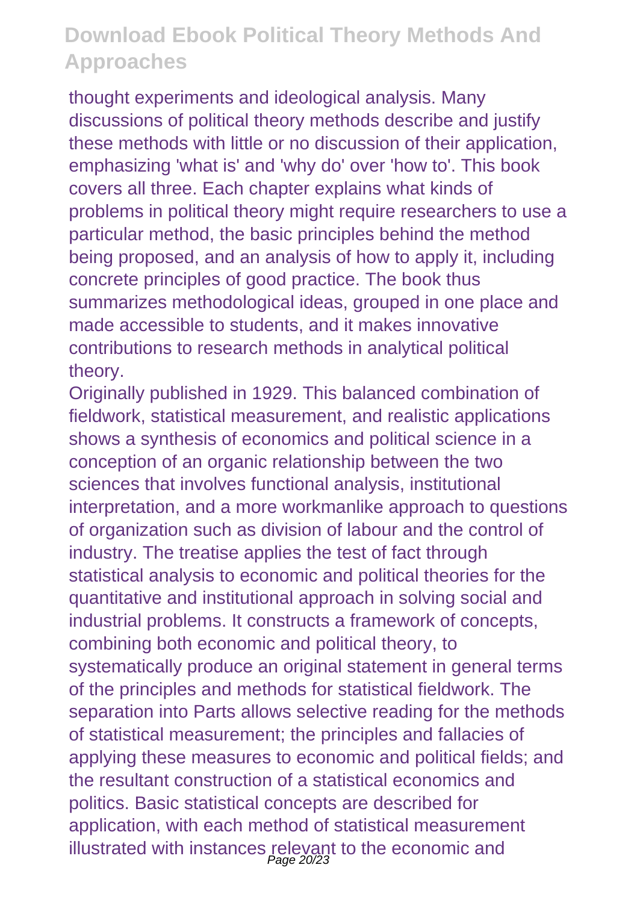thought experiments and ideological analysis. Many discussions of political theory methods describe and justify these methods with little or no discussion of their application, emphasizing 'what is' and 'why do' over 'how to'. This book covers all three. Each chapter explains what kinds of problems in political theory might require researchers to use a particular method, the basic principles behind the method being proposed, and an analysis of how to apply it, including concrete principles of good practice. The book thus summarizes methodological ideas, grouped in one place and made accessible to students, and it makes innovative contributions to research methods in analytical political theory.

Originally published in 1929. This balanced combination of fieldwork, statistical measurement, and realistic applications shows a synthesis of economics and political science in a conception of an organic relationship between the two sciences that involves functional analysis, institutional interpretation, and a more workmanlike approach to questions of organization such as division of labour and the control of industry. The treatise applies the test of fact through statistical analysis to economic and political theories for the quantitative and institutional approach in solving social and industrial problems. It constructs a framework of concepts, combining both economic and political theory, to systematically produce an original statement in general terms of the principles and methods for statistical fieldwork. The separation into Parts allows selective reading for the methods of statistical measurement; the principles and fallacies of applying these measures to economic and political fields; and the resultant construction of a statistical economics and politics. Basic statistical concepts are described for application, with each method of statistical measurement illustrated with instances relevant to the economic and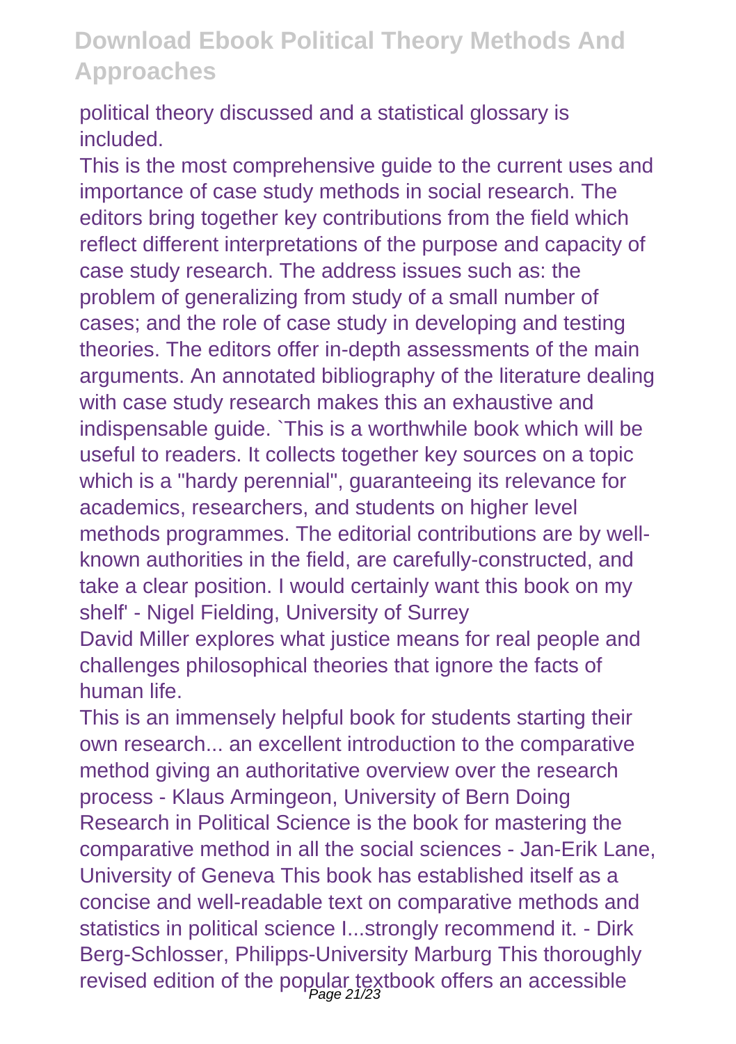political theory discussed and a statistical glossary is included.

This is the most comprehensive guide to the current uses and importance of case study methods in social research. The editors bring together key contributions from the field which reflect different interpretations of the purpose and capacity of case study research. The address issues such as: the problem of generalizing from study of a small number of cases; and the role of case study in developing and testing theories. The editors offer in-depth assessments of the main arguments. An annotated bibliography of the literature dealing with case study research makes this an exhaustive and indispensable guide. `This is a worthwhile book which will be useful to readers. It collects together key sources on a topic which is a "hardy perennial", guaranteeing its relevance for academics, researchers, and students on higher level methods programmes. The editorial contributions are by well-known authorities in the field, are carefully-constructed, and take a clear position. I would certainly want this book on my shelf' - Nigel Fielding, University of Surrey

David Miller explores what justice means for real people and challenges philosophical theories that ignore the facts of human life.

This is an immensely helpful book for students starting their own research... an excellent introduction to the comparative method giving an authoritative overview over the research process - Klaus Armingeon, University of Bern Doing Research in Political Science is the book for mastering the comparative method in all the social sciences - Jan-Erik Lane, University of Geneva This book has established itself as a concise and well-readable text on comparative methods and statistics in political science I...strongly recommend it. - Dirk Berg-Schlosser, Philipps-University Marburg This thoroughly revised edition of the popular textbook offers an accessible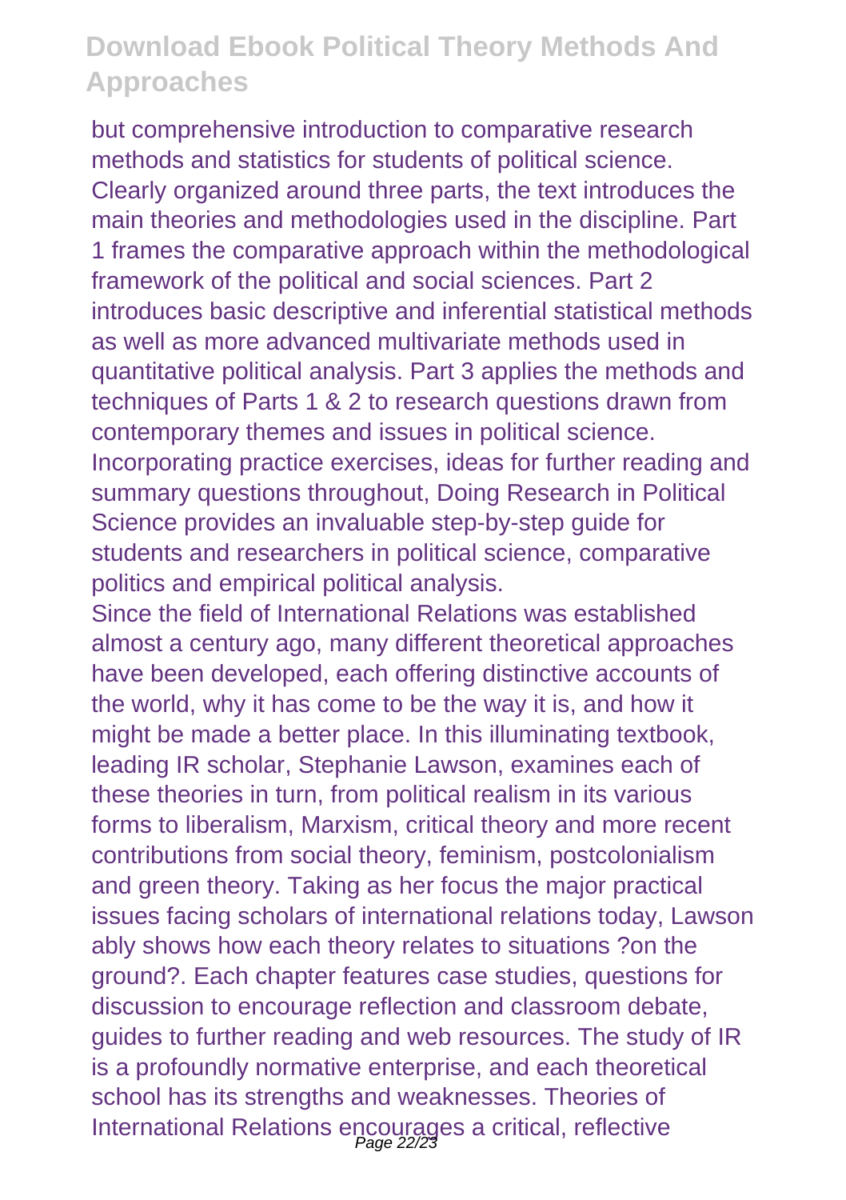but comprehensive introduction to comparative research methods and statistics for students of political science. Clearly organized around three parts, the text introduces the main theories and methodologies used in the discipline. Part 1 frames the comparative approach within the methodological framework of the political and social sciences. Part 2 introduces basic descriptive and inferential statistical methods as well as more advanced multivariate methods used in quantitative political analysis. Part 3 applies the methods and techniques of Parts 1 & 2 to research questions drawn from contemporary themes and issues in political science. Incorporating practice exercises, ideas for further reading and summary questions throughout, Doing Research in Political Science provides an invaluable step-by-step guide for students and researchers in political science, comparative politics and empirical political analysis.

Since the field of International Relations was established almost a century ago, many different theoretical approaches have been developed, each offering distinctive accounts of the world, why it has come to be the way it is, and how it might be made a better place. In this illuminating textbook, leading IR scholar, Stephanie Lawson, examines each of these theories in turn, from political realism in its various forms to liberalism, Marxism, critical theory and more recent contributions from social theory, feminism, postcolonialism and green theory. Taking as her focus the major practical issues facing scholars of international relations today, Lawson ably shows how each theory relates to situations ?on the ground?. Each chapter features case studies, questions for discussion to encourage reflection and classroom debate, guides to further reading and web resources. The study of IR is a profoundly normative enterprise, and each theoretical school has its strengths and weaknesses. Theories of International Relations encourages a critical, reflective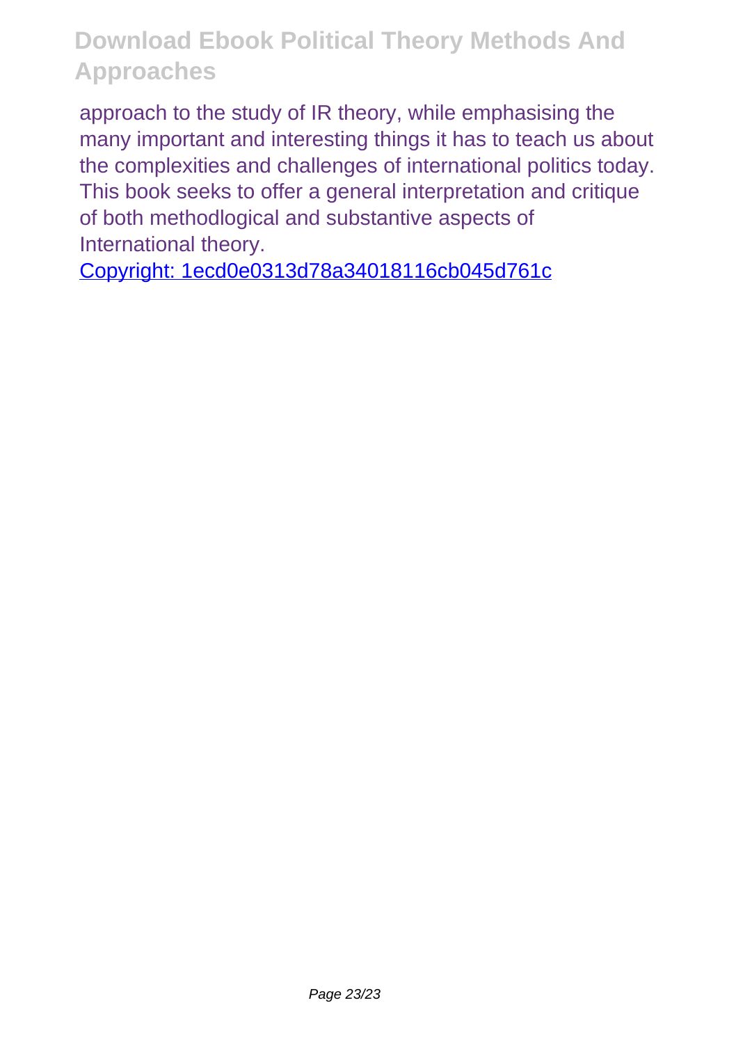approach to the study of IR theory, while emphasising the many important and interesting things it has to teach us about the complexities and challenges of international politics today. This book seeks to offer a general interpretation and critique of both methodlogical and substantive aspects of International theory.

Copyright: 1ecd0e0313d78a34018116cb045d761c